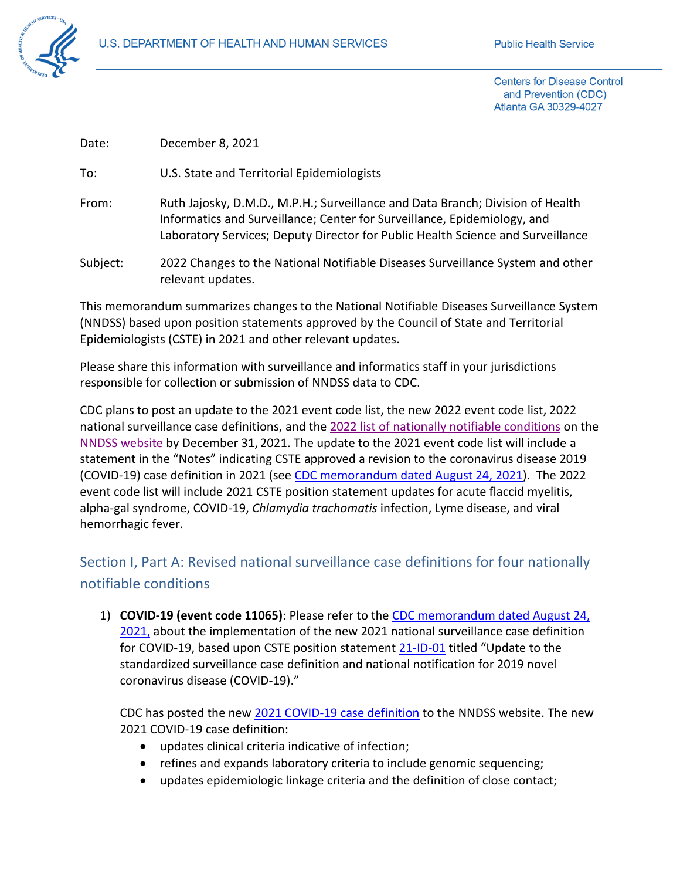U.S. DEPARTMENT OF HEALTH AND HUMAN SERVICES

Public Health Service

Centers for Disease Control and Prevention (CDC)
Atlanta GA 30329-4027

Date: December 8, 2021

To: U.S. State and Territorial Epidemiologists

From: Ruth Jajosky, D.M.D., M.P.H.; Surveillance and Data Branch; Division of Health Informatics and Surveillance; Center for Surveillance, Epidemiology, and Laboratory Services; Deputy Director for Public Health Science and Surveillance

Subject: 2022 Changes to the National Notifiable Diseases Surveillance System and other relevant updates.

This memorandum summarizes changes to the National Notifiable Diseases Surveillance System (NNDSS) based upon position statements approved by the Council of State and Territorial Epidemiologists (CSTE) in 2021 and other relevant updates.

Please share this information with surveillance and informatics staff in your jurisdictions responsible for collection or submission of NNDSS data to CDC.

CDC plans to post an update to the 2021 event code list, the new 2022 event code list, 2022 national surveillance case definitions, and the 2022 list of nationally notifiable conditions on the NNDSS website by December 31, 2021. The update to the 2021 event code list will include a statement in the "Notes" indicating CSTE approved a revision to the coronavirus disease 2019 (COVID-19) case definition in 2021 (see CDC memorandum dated August 24, 2021). The 2022 event code list will include 2021 CSTE position statement updates for acute flaccid myelitis, alpha-gal syndrome, COVID-19, *Chlamydia trachomatis* infection, Lyme disease, and viral hemorrhagic fever.

## Section I, Part A: Revised national surveillance case definitions for four nationally notifiable conditions

1) **COVID-19 (event code 11065)**: Please refer to the CDC memorandum dated August 24, 2021, about the implementation of the new 2021 national surveillance case definition for COVID-19, based upon CSTE position statement 21-ID-01 titled "Update to the standardized surveillance case definition and national notification for 2019 novel coronavirus disease (COVID-19)."

   CDC has posted the new 2021 COVID-19 case definition to the NNDSS website. The new 2021 COVID-19 case definition:
   - updates clinical criteria indicative of infection;
   - refines and expands laboratory criteria to include genomic sequencing;
   - updates epidemiologic linkage criteria and the definition of close contact;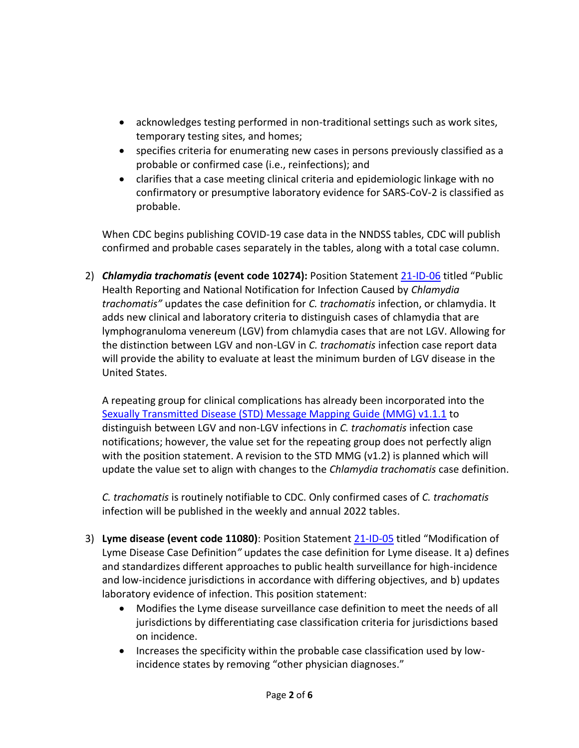- acknowledges testing performed in non-traditional settings such as work sites, temporary testing sites, and homes;
- specifies criteria for enumerating new cases in persons previously classified as a probable or confirmed case (i.e., reinfections); and
- clarifies that a case meeting clinical criteria and epidemiologic linkage with no confirmatory or presumptive laboratory evidence for SARS-CoV-2 is classified as probable.

When CDC begins publishing COVID-19 case data in the NNDSS tables, CDC will publish confirmed and probable cases separately in the tables, along with a total case column.

2) ***Chlamydia trachomatis*** **(event code 10274):** Position Statement 21-ID-06 titled "Public Health Reporting and National Notification for Infection Caused by *Chlamydia trachomatis"* updates the case definition for *C. trachomatis* infection, or chlamydia. It adds new clinical and laboratory criteria to distinguish cases of chlamydia that are lymphogranuloma venereum (LGV) from chlamydia cases that are not LGV. Allowing for the distinction between LGV and non-LGV in *C. trachomatis* infection case report data will provide the ability to evaluate at least the minimum burden of LGV disease in the United States.

   A repeating group for clinical complications has already been incorporated into the Sexually Transmitted Disease (STD) Message Mapping Guide (MMG) v1.1.1 to distinguish between LGV and non-LGV infections in *C. trachomatis* infection case notifications; however, the value set for the repeating group does not perfectly align with the position statement. A revision to the STD MMG (v1.2) is planned which will update the value set to align with changes to the *Chlamydia trachomatis* case definition.

   *C. trachomatis* is routinely notifiable to CDC. Only confirmed cases of *C. trachomatis* infection will be published in the weekly and annual 2022 tables.

3) **Lyme disease (event code 11080)**: Position Statement 21-ID-05 titled "Modification of Lyme Disease Case Definition*"* updates the case definition for Lyme disease. It a) defines and standardizes different approaches to public health surveillance for high-incidence and low-incidence jurisdictions in accordance with differing objectives, and b) updates laboratory evidence of infection. This position statement:
   - Modifies the Lyme disease surveillance case definition to meet the needs of all jurisdictions by differentiating case classification criteria for jurisdictions based on incidence.
   - Increases the specificity within the probable case classification used by low-incidence states by removing "other physician diagnoses."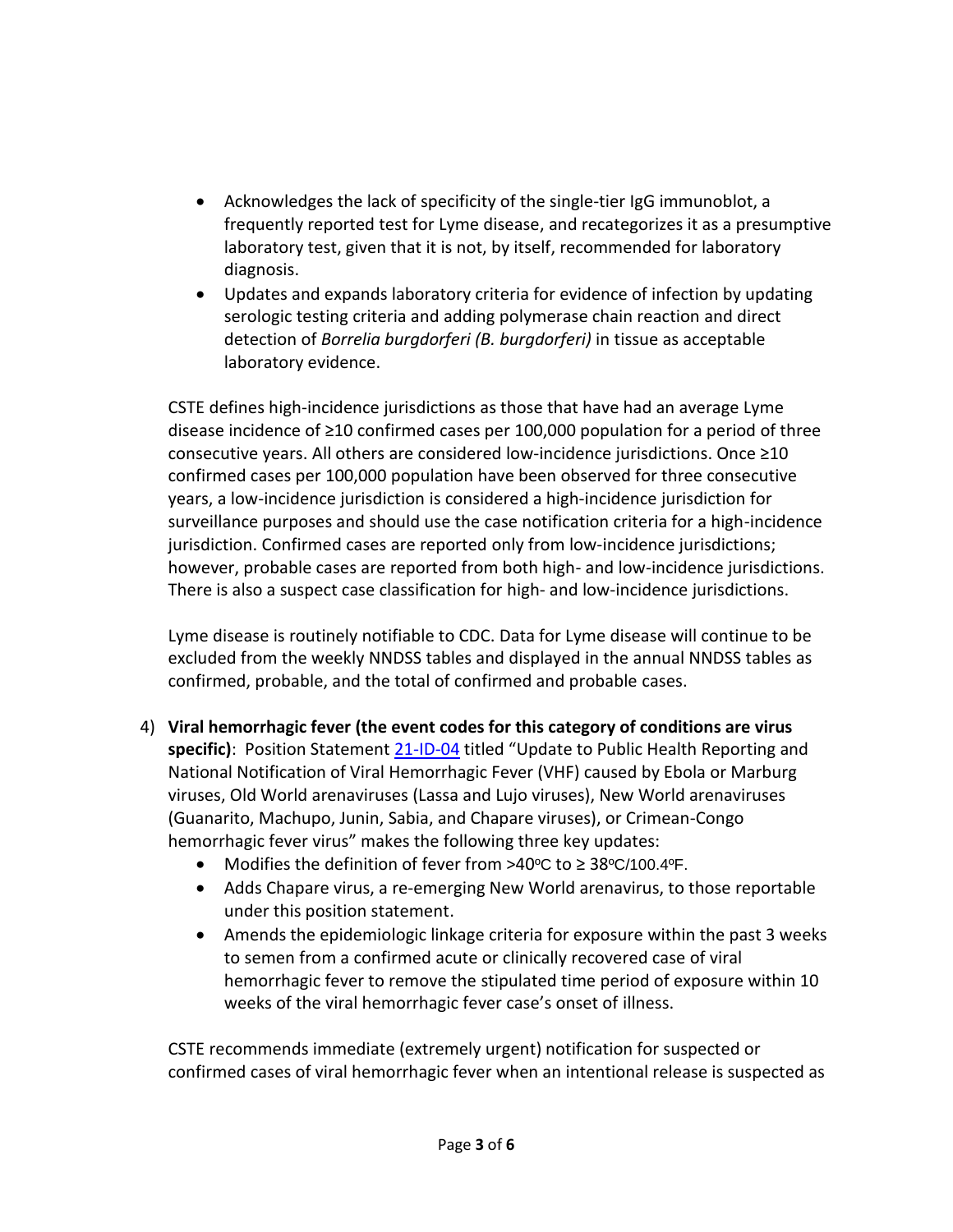- Acknowledges the lack of specificity of the single-tier IgG immunoblot, a frequently reported test for Lyme disease, and recategorizes it as a presumptive laboratory test, given that it is not, by itself, recommended for laboratory diagnosis.
- Updates and expands laboratory criteria for evidence of infection by updating serologic testing criteria and adding polymerase chain reaction and direct detection of *Borrelia burgdorferi (B. burgdorferi)* in tissue as acceptable laboratory evidence.

CSTE defines high-incidence jurisdictions as those that have had an average Lyme disease incidence of ≥10 confirmed cases per 100,000 population for a period of three consecutive years. All others are considered low-incidence jurisdictions. Once ≥10 confirmed cases per 100,000 population have been observed for three consecutive years, a low-incidence jurisdiction is considered a high-incidence jurisdiction for surveillance purposes and should use the case notification criteria for a high-incidence jurisdiction. Confirmed cases are reported only from low-incidence jurisdictions; however, probable cases are reported from both high- and low-incidence jurisdictions. There is also a suspect case classification for high- and low-incidence jurisdictions.

Lyme disease is routinely notifiable to CDC. Data for Lyme disease will continue to be excluded from the weekly NNDSS tables and displayed in the annual NNDSS tables as confirmed, probable, and the total of confirmed and probable cases.

4) **Viral hemorrhagic fever (the event codes for this category of conditions are virus specific)**: Position Statement [21-ID-04] titled "Update to Public Health Reporting and National Notification of Viral Hemorrhagic Fever (VHF) caused by Ebola or Marburg viruses, Old World arenaviruses (Lassa and Lujo viruses), New World arenaviruses (Guanarito, Machupo, Junin, Sabia, and Chapare viruses), or Crimean-Congo hemorrhagic fever virus" makes the following three key updates:
   - Modifies the definition of fever from >40°C to ≥ 38°C/100.4°F.
   - Adds Chapare virus, a re-emerging New World arenavirus, to those reportable under this position statement.
   - Amends the epidemiologic linkage criteria for exposure within the past 3 weeks to semen from a confirmed acute or clinically recovered case of viral hemorrhagic fever to remove the stipulated time period of exposure within 10 weeks of the viral hemorrhagic fever case's onset of illness.

   CSTE recommends immediate (extremely urgent) notification for suspected or confirmed cases of viral hemorrhagic fever when an intentional release is suspected as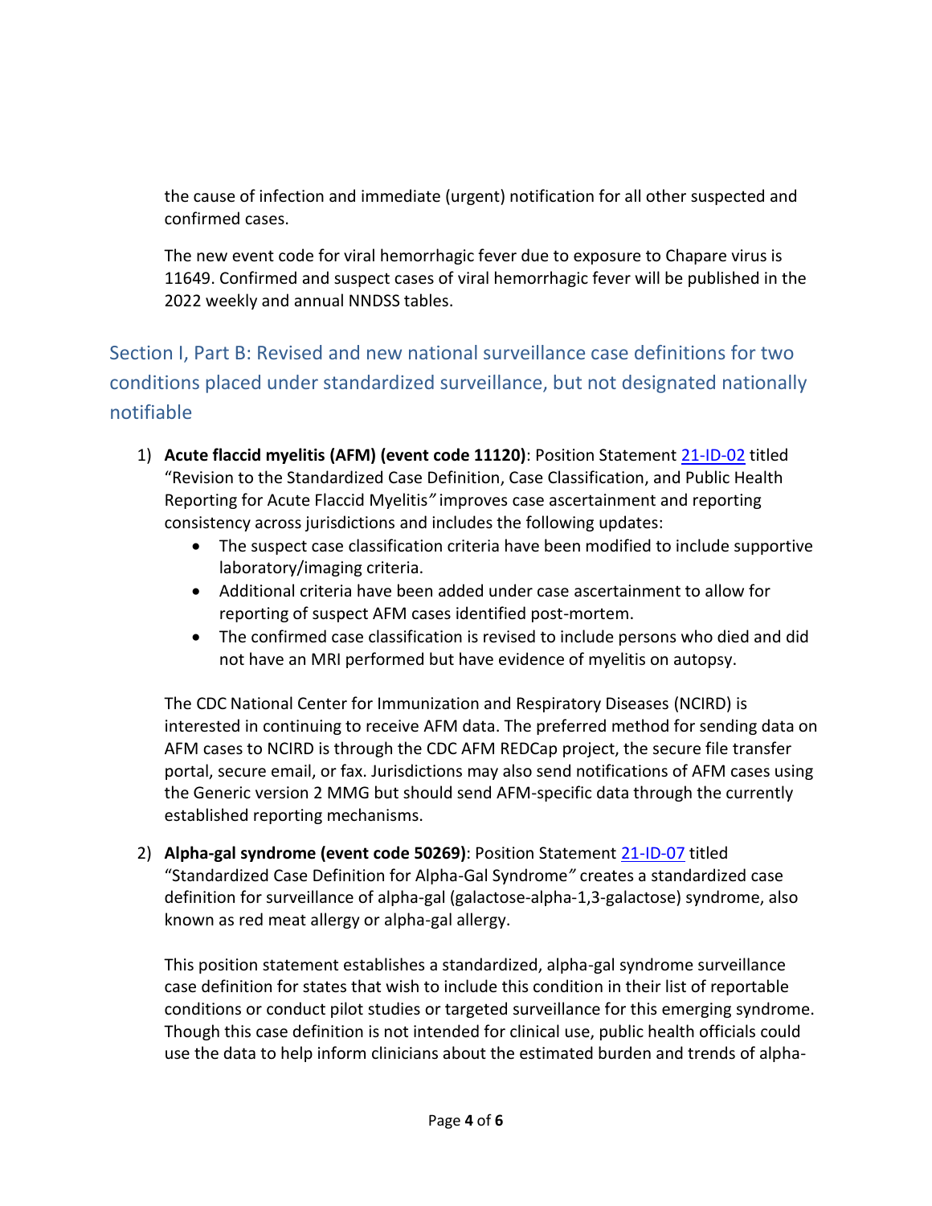the cause of infection and immediate (urgent) notification for all other suspected and confirmed cases.

The new event code for viral hemorrhagic fever due to exposure to Chapare virus is 11649. Confirmed and suspect cases of viral hemorrhagic fever will be published in the 2022 weekly and annual NNDSS tables.

## Section I, Part B: Revised and new national surveillance case definitions for two conditions placed under standardized surveillance, but not designated nationally notifiable

1) **Acute flaccid myelitis (AFM) (event code 11120)**: Position Statement 21-ID-02 titled "Revision to the Standardized Case Definition, Case Classification, and Public Health Reporting for Acute Flaccid Myelitis*"* improves case ascertainment and reporting consistency across jurisdictions and includes the following updates:
   - The suspect case classification criteria have been modified to include supportive laboratory/imaging criteria.
   - Additional criteria have been added under case ascertainment to allow for reporting of suspect AFM cases identified post-mortem.
   - The confirmed case classification is revised to include persons who died and did not have an MRI performed but have evidence of myelitis on autopsy.

   The CDC National Center for Immunization and Respiratory Diseases (NCIRD) is interested in continuing to receive AFM data. The preferred method for sending data on AFM cases to NCIRD is through the CDC AFM REDCap project, the secure file transfer portal, secure email, or fax. Jurisdictions may also send notifications of AFM cases using the Generic version 2 MMG but should send AFM-specific data through the currently established reporting mechanisms.

2) **Alpha-gal syndrome (event code 50269)**: Position Statement 21-ID-07 titled "Standardized Case Definition for Alpha-Gal Syndrome*"* creates a standardized case definition for surveillance of alpha-gal (galactose-alpha-1,3-galactose) syndrome, also known as red meat allergy or alpha-gal allergy.

   This position statement establishes a standardized, alpha-gal syndrome surveillance case definition for states that wish to include this condition in their list of reportable conditions or conduct pilot studies or targeted surveillance for this emerging syndrome. Though this case definition is not intended for clinical use, public health officials could use the data to help inform clinicians about the estimated burden and trends of alpha-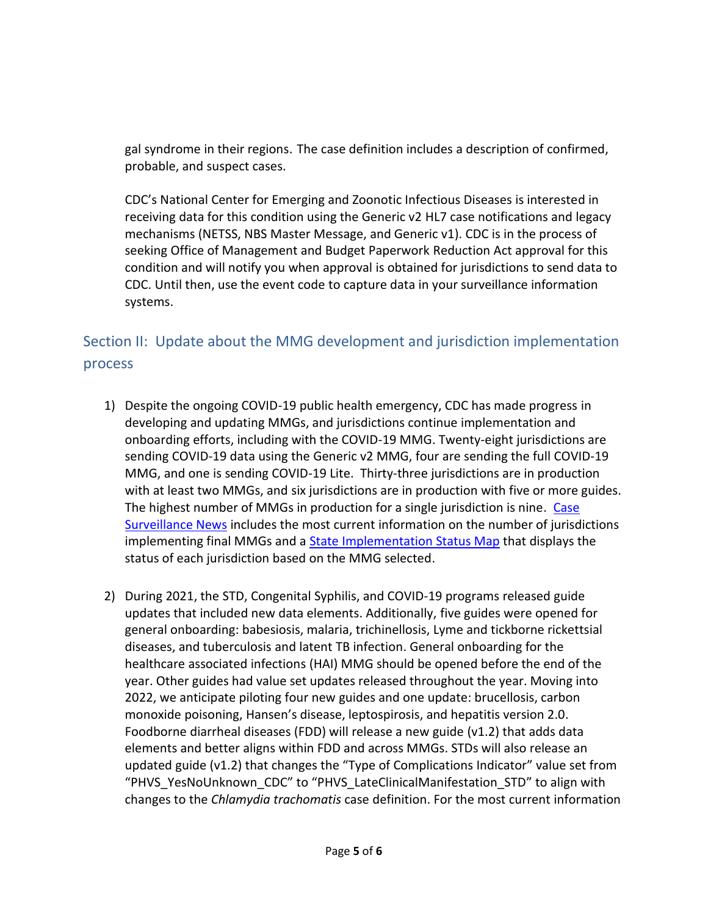gal syndrome in their regions. The case definition includes a description of confirmed, probable, and suspect cases.

CDC's National Center for Emerging and Zoonotic Infectious Diseases is interested in receiving data for this condition using the Generic v2 HL7 case notifications and legacy mechanisms (NETSS, NBS Master Message, and Generic v1). CDC is in the process of seeking Office of Management and Budget Paperwork Reduction Act approval for this condition and will notify you when approval is obtained for jurisdictions to send data to CDC. Until then, use the event code to capture data in your surveillance information systems.

## Section II: Update about the MMG development and jurisdiction implementation process

1) Despite the ongoing COVID-19 public health emergency, CDC has made progress in developing and updating MMGs, and jurisdictions continue implementation and onboarding efforts, including with the COVID-19 MMG. Twenty-eight jurisdictions are sending COVID-19 data using the Generic v2 MMG, four are sending the full COVID-19 MMG, and one is sending COVID-19 Lite. Thirty-three jurisdictions are in production with at least two MMGs, and six jurisdictions are in production with five or more guides. The highest number of MMGs in production for a single jurisdiction is nine. Case Surveillance News includes the most current information on the number of jurisdictions implementing final MMGs and a State Implementation Status Map that displays the status of each jurisdiction based on the MMG selected.

2) During 2021, the STD, Congenital Syphilis, and COVID-19 programs released guide updates that included new data elements. Additionally, five guides were opened for general onboarding: babesiosis, malaria, trichinellosis, Lyme and tickborne rickettsial diseases, and tuberculosis and latent TB infection. General onboarding for the healthcare associated infections (HAI) MMG should be opened before the end of the year. Other guides had value set updates released throughout the year. Moving into 2022, we anticipate piloting four new guides and one update: brucellosis, carbon monoxide poisoning, Hansen's disease, leptospirosis, and hepatitis version 2.0. Foodborne diarrheal diseases (FDD) will release a new guide (v1.2) that adds data elements and better aligns within FDD and across MMGs. STDs will also release an updated guide (v1.2) that changes the "Type of Complications Indicator" value set from "PHVS_YesNoUnknown_CDC" to "PHVS_LateClinicalManifestation_STD" to align with changes to the *Chlamydia trachomatis* case definition. For the most current information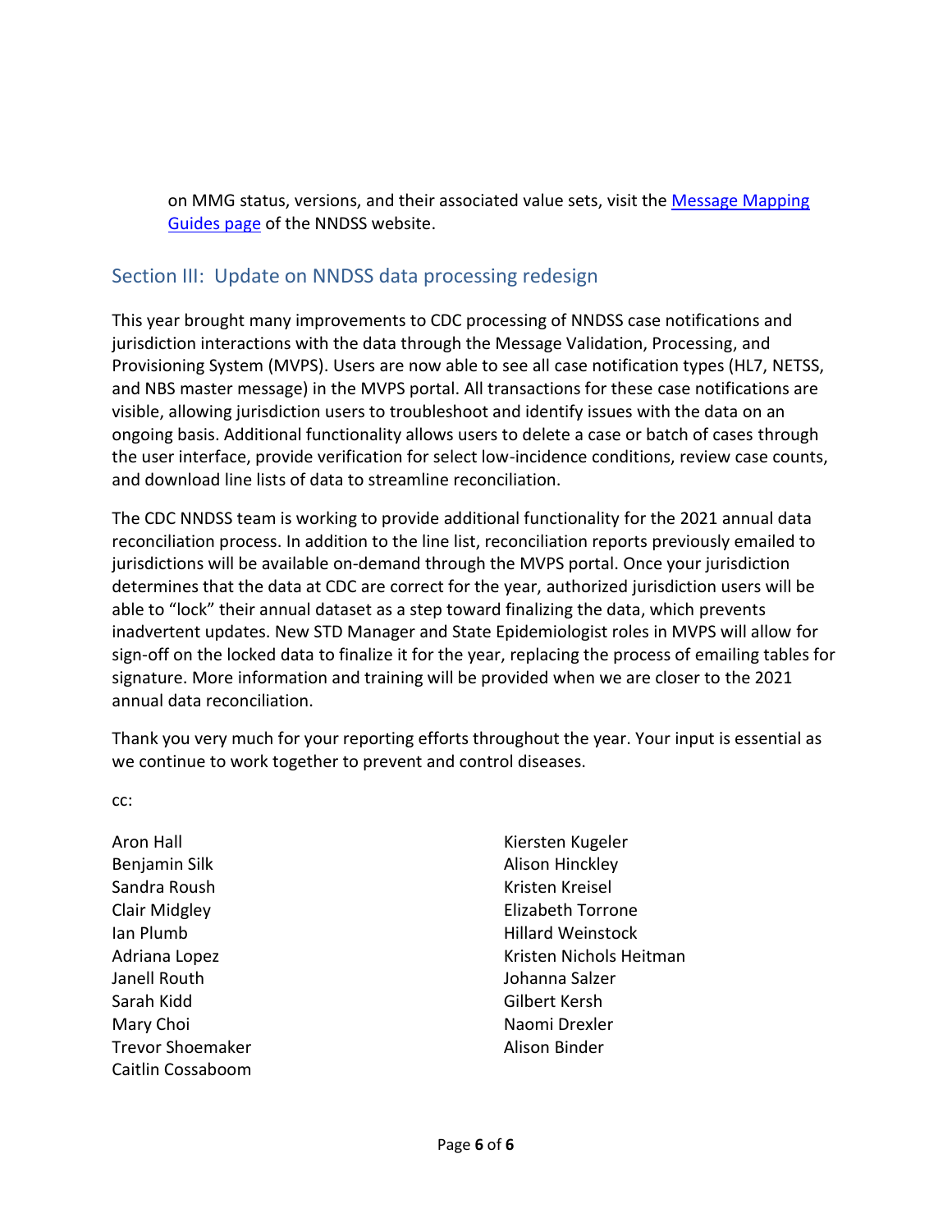on MMG status, versions, and their associated value sets, visit the [Message Mapping Guides page] of the NNDSS website.

## Section III: Update on NNDSS data processing redesign

This year brought many improvements to CDC processing of NNDSS case notifications and jurisdiction interactions with the data through the Message Validation, Processing, and Provisioning System (MVPS). Users are now able to see all case notification types (HL7, NETSS, and NBS master message) in the MVPS portal. All transactions for these case notifications are visible, allowing jurisdiction users to troubleshoot and identify issues with the data on an ongoing basis. Additional functionality allows users to delete a case or batch of cases through the user interface, provide verification for select low-incidence conditions, review case counts, and download line lists of data to streamline reconciliation.

The CDC NNDSS team is working to provide additional functionality for the 2021 annual data reconciliation process. In addition to the line list, reconciliation reports previously emailed to jurisdictions will be available on-demand through the MVPS portal. Once your jurisdiction determines that the data at CDC are correct for the year, authorized jurisdiction users will be able to "lock" their annual dataset as a step toward finalizing the data, which prevents inadvertent updates. New STD Manager and State Epidemiologist roles in MVPS will allow for sign-off on the locked data to finalize it for the year, replacing the process of emailing tables for signature. More information and training will be provided when we are closer to the 2021 annual data reconciliation.

Thank you very much for your reporting efforts throughout the year. Your input is essential as we continue to work together to prevent and control diseases.

cc:

Aron Hall
Benjamin Silk
Sandra Roush
Clair Midgley
Ian Plumb
Adriana Lopez
Janell Routh
Sarah Kidd
Mary Choi
Trevor Shoemaker
Caitlin Cossaboom
Kiersten Kugeler
Alison Hinckley
Kristen Kreisel
Elizabeth Torrone
Hillard Weinstock
Kristen Nichols Heitman
Johanna Salzer
Gilbert Kersh
Naomi Drexler
Alison Binder